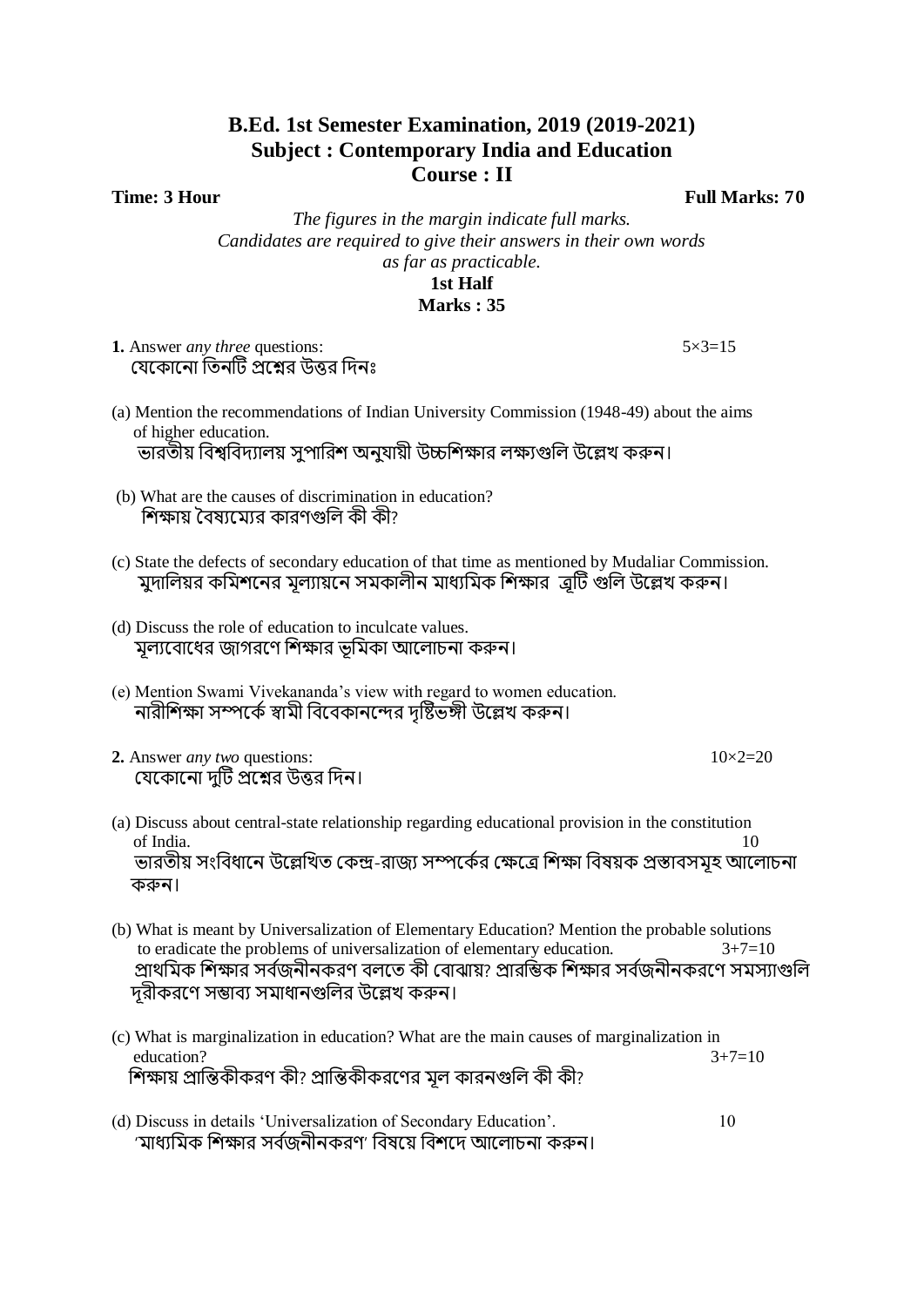# B.Ed. 1st Semester Examination, 2019 (2019-2021)
## Subject : Contemporary India and Education
## Course : II

**Time: 3 Hour** **Full Marks: 70**

*The figures in the margin indicate full marks.*
*Candidates are required to give their answers in their own words as far as practicable.*

**1st Half**
**Marks : 35**

**1.** Answer *any three* questions: 5×3=15
যেকোনো তিনটি প্রশ্নের উত্তর দিনঃ

(a) Mention the recommendations of Indian University Commission (1948-49) about the aims of higher education.
ভারতীয় বিশ্ববিদ্যালয় সুপারিশ অনুযায়ী উচ্চশিক্ষার লক্ষ্যগুলি উল্লেখ করুন।

(b) What are the causes of discrimination in education?
শিক্ষায় বৈষ্যম্যের কারণগুলি কী কী?

(c) State the defects of secondary education of that time as mentioned by Mudaliar Commission.
মুদালিয়র কমিশনের মূল্যায়নে সমকালীন মাধ্যমিক শিক্ষার ত্রুটি গুলি উল্লেখ করুন।

(d) Discuss the role of education to inculcate values.
মূল্যবোধের জাগরণে শিক্ষার ভূমিকা আলোচনা করুন।

(e) Mention Swami Vivekananda's view with regard to women education.
নারীশিক্ষা সম্পর্কে স্বামী বিবেকানন্দের দৃষ্টিভঙ্গী উল্লেখ করুন।

**2.** Answer *any two* questions: 10×2=20
যেকোনো দুটি প্রশ্নের উত্তর দিন।

(a) Discuss about central-state relationship regarding educational provision in the constitution of India. 10
ভারতীয় সংবিধানে উল্লেখিত কেন্দ্র-রাজ্য সম্পর্কের ক্ষেত্রে শিক্ষা বিষয়ক প্রস্তাবসমূহ আলোচনা করুন।

(b) What is meant by Universalization of Elementary Education? Mention the probable solutions to eradicate the problems of universalization of elementary education. 3+7=10
প্রাথমিক শিক্ষার সর্বজনীনকরণ বলতে কী বোঝায়? প্রারম্ভিক শিক্ষার সর্বজনীনকরণে সমস্যাগুলি দূরীকরণে সম্ভাব্য সমাধানগুলির উল্লেখ করুন।

(c) What is marginalization in education? What are the main causes of marginalization in education? 3+7=10
শিক্ষায় প্রান্তিকীকরণ কী? প্রান্তিকীকরণের মূল কারনগুলি কী কী?

(d) Discuss in details 'Universalization of Secondary Education'. 10
'মাধ্যমিক শিক্ষার সর্বজনীনকরণ' বিষয়ে বিশদে আলোচনা করুন।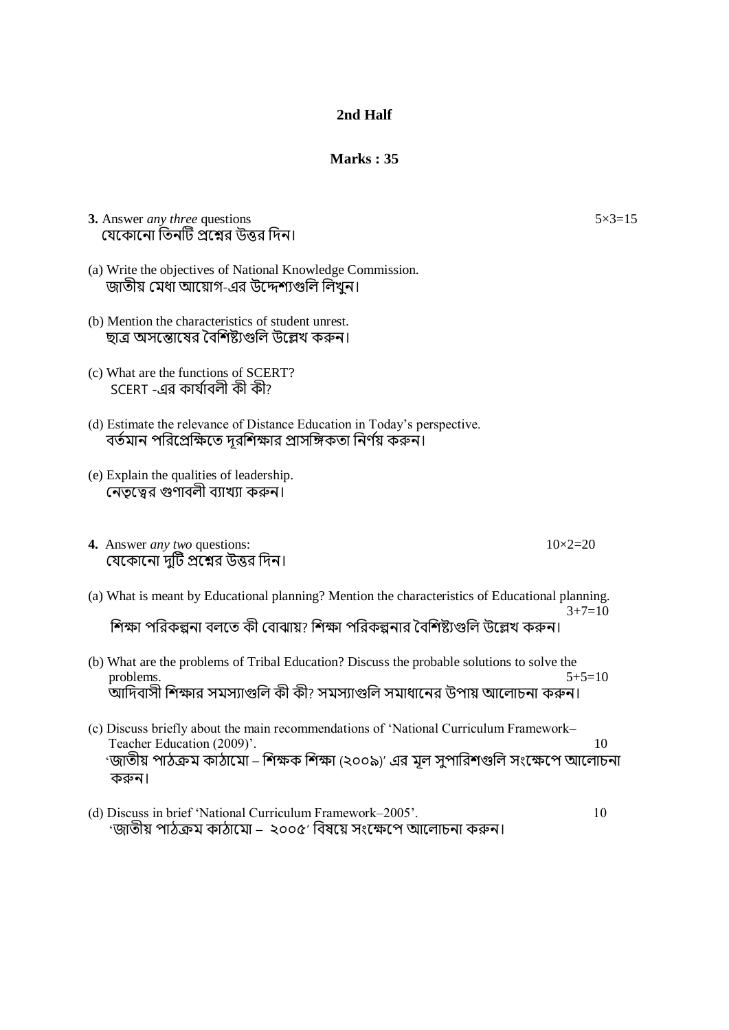## 2nd Half

**Marks : 35**

**3.** Answer *any three* questions $5 \times 3 = 15$

যেকোনো তিনটি প্রশ্নের উত্তর দিন।

(a) Write the objectives of National Knowledge Commission.
জাতীয় মেধা আয়োগ-এর উদ্দেশ্যগুলি লিখুন।

(b) Mention the characteristics of student unrest.
ছাত্র অসন্তোষের বৈশিষ্ট্যগুলি উল্লেখ করুন।

(c) What are the functions of SCERT?
SCERT -এর কার্যাবলী কী কী?

(d) Estimate the relevance of Distance Education in Today's perspective.
বর্তমান পরিপ্রেক্ষিতে দূরশিক্ষার প্রাসঙ্গিকতা নির্ণয় করুন।

(e) Explain the qualities of leadership.
নেতৃত্বের গুণাবলী ব্যাখ্যা করুন।

**4.** Answer *any two* questions: $10 \times 2 = 20$

যেকোনো দুটি প্রশ্নের উত্তর দিন।

(a) What is meant by Educational planning? Mention the characteristics of Educational planning. $3+7=10$
শিক্ষা পরিকল্পনা বলতে কী বোঝায়? শিক্ষা পরিকল্পনার বৈশিষ্ট্যগুলি উল্লেখ করুন।

(b) What are the problems of Tribal Education? Discuss the probable solutions to solve the problems. $5+5=10$
আদিবাসী শিক্ষার সমস্যাগুলি কী কী? সমস্যাগুলি সমাধানের উপায় আলোচনা করুন।

(c) Discuss briefly about the main recommendations of 'National Curriculum Framework–Teacher Education (2009)'. 10
'জাতীয় পাঠক্রম কাঠামো – শিক্ষক শিক্ষা (২০০৯)' এর মূল সুপারিশগুলি সংক্ষেপে আলোচনা করুন।

(d) Discuss in brief 'National Curriculum Framework–2005'. 10
'জাতীয় পাঠক্রম কাঠামো – ২০০৫' বিষয়ে সংক্ষেপে আলোচনা করুন।